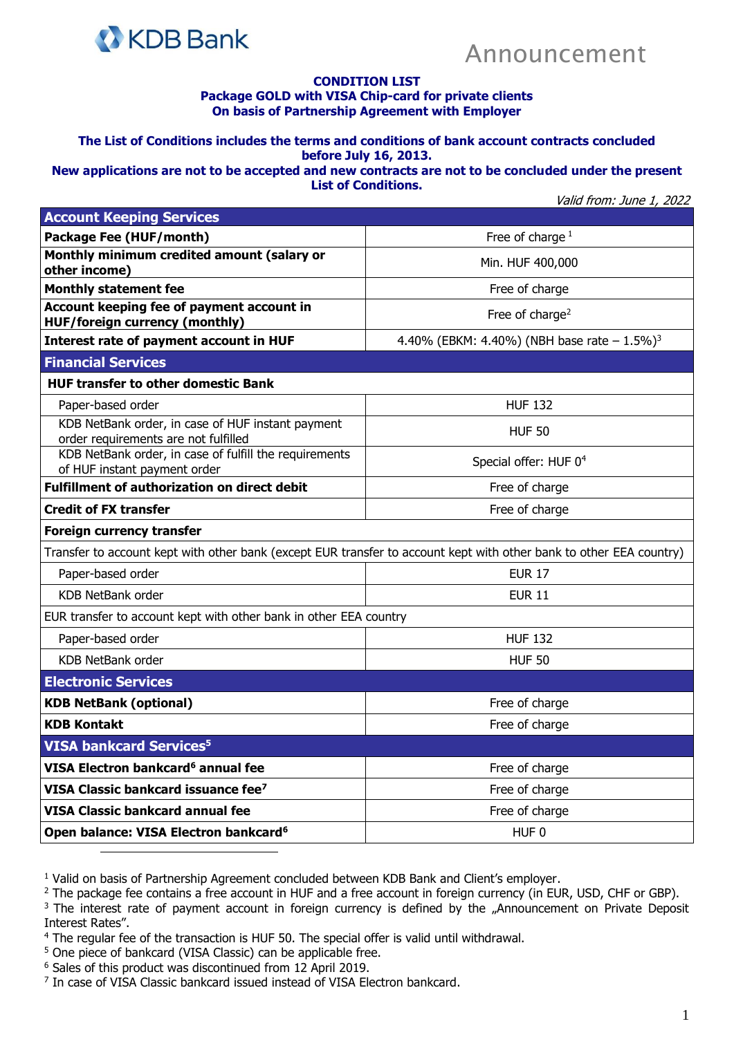KDB Bank

# Announcement

**CONDITION LIST**
**Package GOLD with VISA Chip-card for private clients**
**On basis of Partnership Agreement with Employer**

**The List of Conditions includes the terms and conditions of bank account contracts concluded before July 16, 2013.**
**New applications are not to be accepted and new contracts are not to be concluded under the present List of Conditions.**

*Valid from: June 1, 2022*

| **Account Keeping Services** | |
|---|---|
| **Package Fee (HUF/month)** | Free of charge [1] |
| **Monthly minimum credited amount (salary or other income)** | Min. HUF 400,000 |
| **Monthly statement fee** | Free of charge |
| **Account keeping fee of payment account in HUF/foreign currency (monthly)** | Free of charge[2] |
| **Interest rate of payment account in HUF** | 4.40% (EBKM: 4.40%) (NBH base rate – 1.5%)[3] |
| **Financial Services** | |
| **HUF transfer to other domestic Bank** | |
| Paper-based order | HUF 132 |
| KDB NetBank order, in case of HUF instant payment order requirements are not fulfilled | HUF 50 |
| KDB NetBank order, in case of fulfill the requirements of HUF instant payment order | Special offer: HUF 0[4] |
| **Fulfillment of authorization on direct debit** | Free of charge |
| **Credit of FX transfer** | Free of charge |
| **Foreign currency transfer** | |
| Transfer to account kept with other bank (except EUR transfer to account kept with other bank to other EEA country) | |
| Paper-based order | EUR 17 |
| KDB NetBank order | EUR 11 |
| EUR transfer to account kept with other bank in other EEA country | |
| Paper-based order | HUF 132 |
| KDB NetBank order | HUF 50 |
| **Electronic Services** | |
| **KDB NetBank (optional)** | Free of charge |
| **KDB Kontakt** | Free of charge |
| **VISA bankcard Services[5]** | |
| **VISA Electron bankcard[6] annual fee** | Free of charge |
| **VISA Classic bankcard issuance fee[7]** | Free of charge |
| **VISA Classic bankcard annual fee** | Free of charge |
| **Open balance: VISA Electron bankcard[6]** | HUF 0 |

[1] Valid on basis of Partnership Agreement concluded between KDB Bank and Client's employer.
[2] The package fee contains a free account in HUF and a free account in foreign currency (in EUR, USD, CHF or GBP).
[3] The interest rate of payment account in foreign currency is defined by the „Announcement on Private Deposit Interest Rates".
[4] The regular fee of the transaction is HUF 50. The special offer is valid until withdrawal.
[5] One piece of bankcard (VISA Classic) can be applicable free.
[6] Sales of this product was discontinued from 12 April 2019.
[7] In case of VISA Classic bankcard issued instead of VISA Electron bankcard.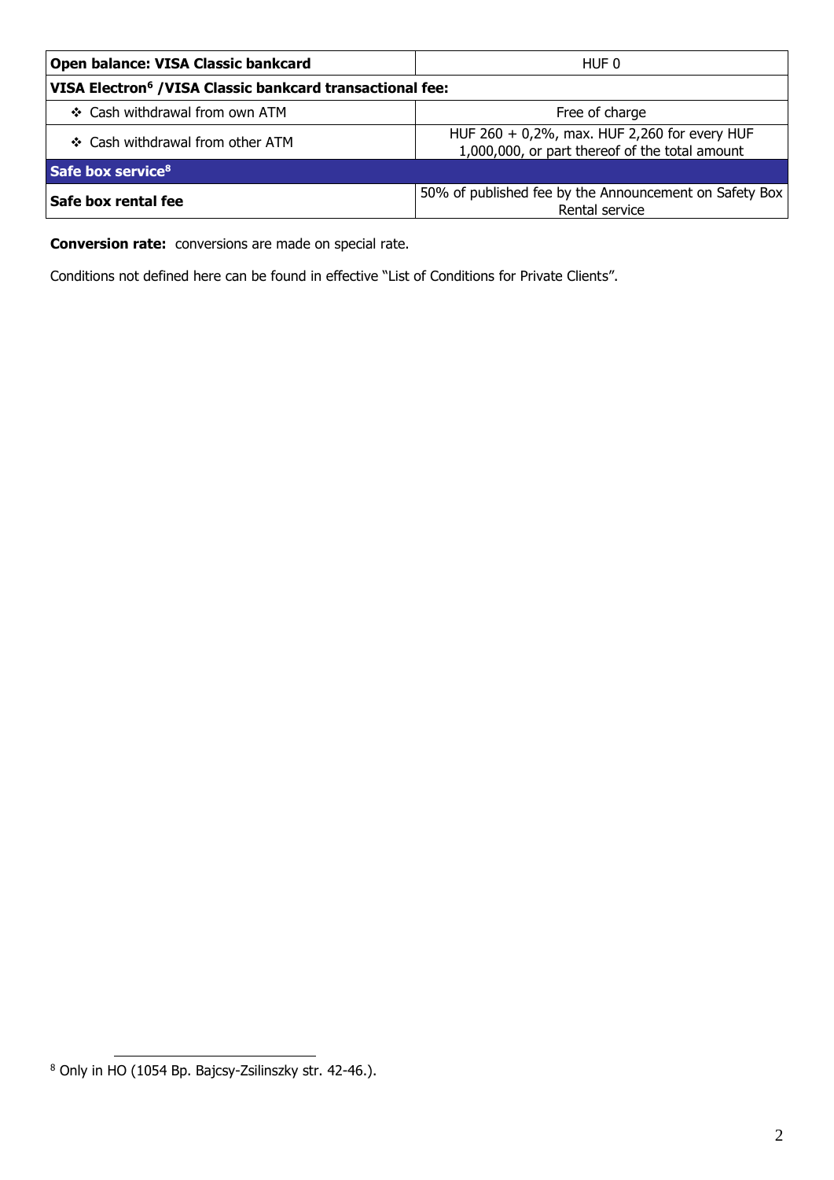| | |
|---|---|
| **Open balance: VISA Classic bankcard** | HUF 0 |
| **VISA Electron[6] /VISA Classic bankcard transactional fee:** | |
| ❖ Cash withdrawal from own ATM | Free of charge |
| ❖ Cash withdrawal from other ATM | HUF 260 + 0,2%, max. HUF 2,260 for every HUF 1,000,000, or part thereof of the total amount |
| **Safe box service[8]** | |
| **Safe box rental fee** | 50% of published fee by the Announcement on Safety Box Rental service |

**Conversion rate:** conversions are made on special rate.

Conditions not defined here can be found in effective "List of Conditions for Private Clients".

[8] Only in HO (1054 Bp. Bajcsy-Zsilinszky str. 42-46.).